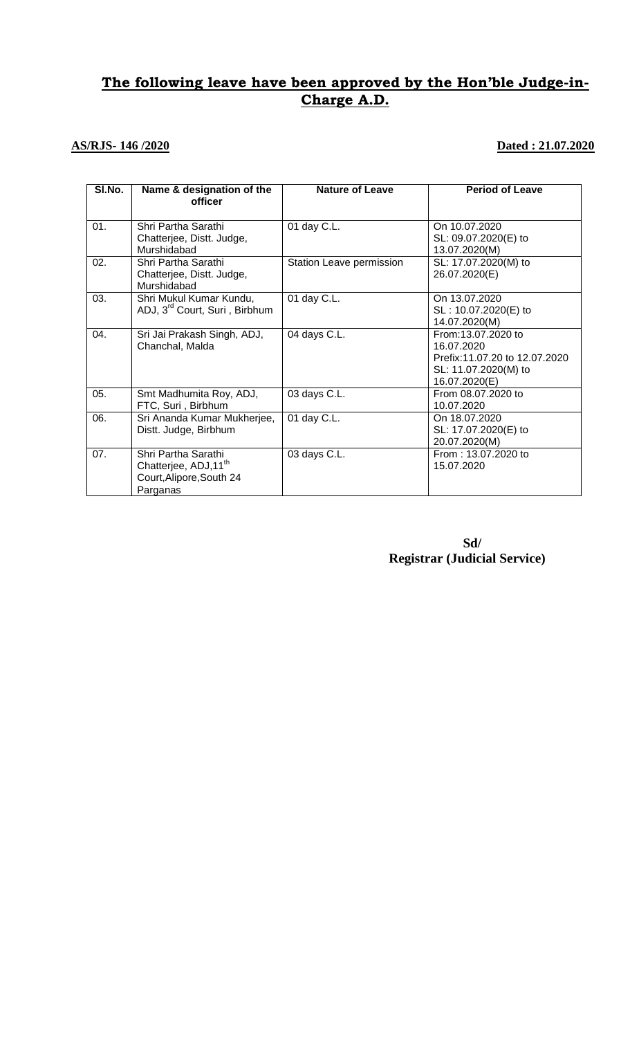## **The following leave have been approved by the Hon'ble Judge-in-Charge A.D.**

**AS/RJS- 146 /2020** **Dated : 21.07.2020**

| Sl.No. | Name & designation of the officer | Nature of Leave | Period of Leave |
|---|---|---|---|
| 01. | Shri Partha Sarathi Chatterjee, Distt. Judge, Murshidabad | 01 day C.L. | On 10.07.2020<br>SL: 09.07.2020(E) to 13.07.2020(M) |
| 02. | Shri Partha Sarathi Chatterjee, Distt. Judge, Murshidabad | Station Leave permission | SL: 17.07.2020(M) to 26.07.2020(E) |
| 03. | Shri Mukul Kumar Kundu, ADJ, 3rd Court, Suri , Birbhum | 01 day C.L. | On 13.07.2020<br>SL : 10.07.2020(E) to 14.07.2020(M) |
| 04. | Sri Jai Prakash Singh, ADJ, Chanchal, Malda | 04 days C.L. | From:13.07.2020 to 16.07.2020<br>Prefix:11.07.20 to 12.07.2020<br>SL: 11.07.2020(M) to 16.07.2020(E) |
| 05. | Smt Madhumita Roy, ADJ, FTC, Suri , Birbhum | 03 days C.L. | From 08.07.2020 to 10.07.2020 |
| 06. | Sri Ananda Kumar Mukherjee, Distt. Judge, Birbhum | 01 day C.L. | On 18.07.2020<br>SL: 17.07.2020(E) to 20.07.2020(M) |
| 07. | Shri Partha Sarathi Chatterjee, ADJ,11th Court,Alipore,South 24 Parganas | 03 days C.L. | From : 13.07.2020 to 15.07.2020 |

**Sd/**
**Registrar (Judicial Service)**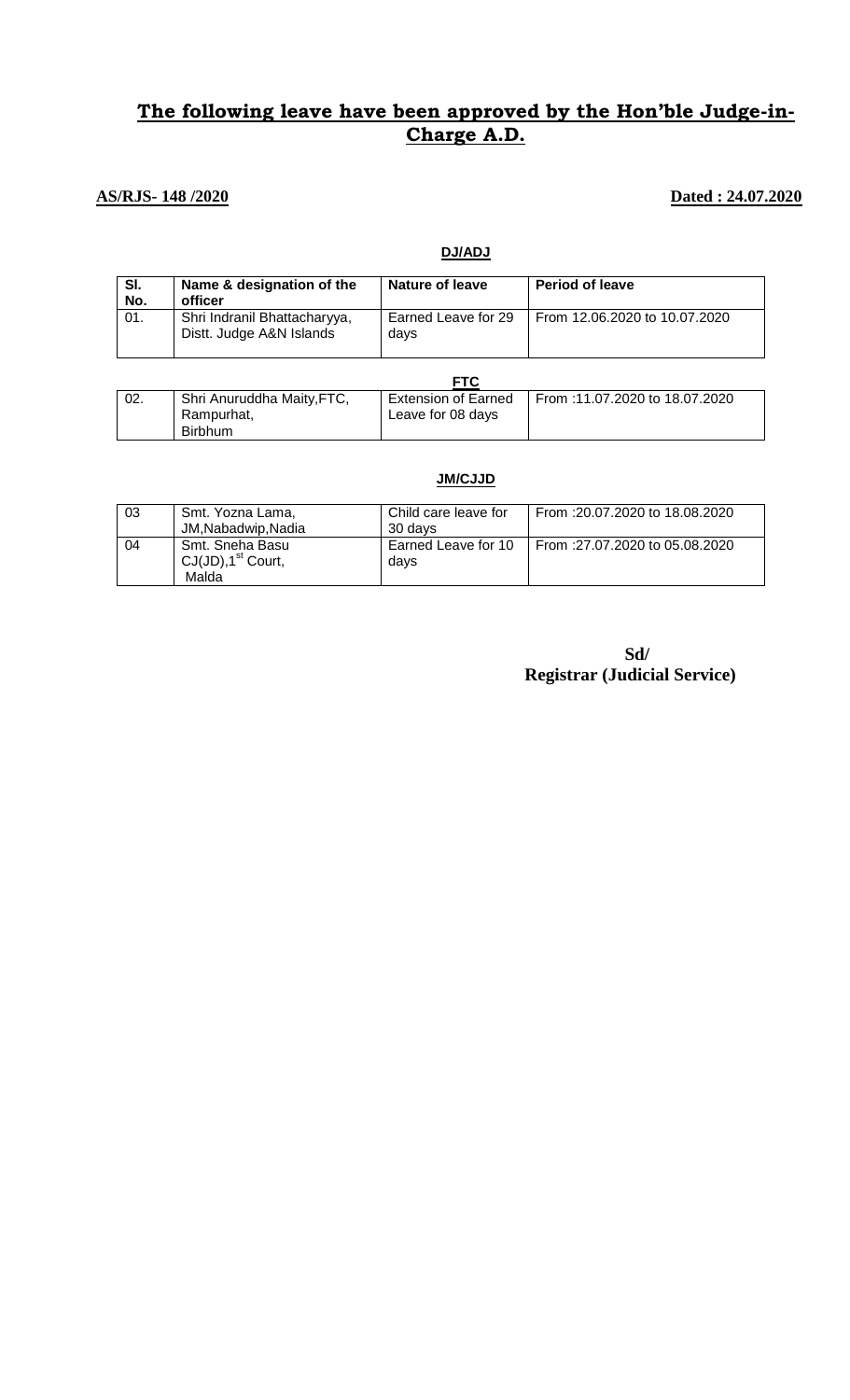## The following leave have been approved by the Hon'ble Judge-in-Charge A.D.

**AS/RJS- 148 /2020** **Dated : 24.07.2020**

**DJ/ADJ**

| Sl. No. | Name & designation of the officer | Nature of leave | Period of leave |
|---|---|---|---|
| 01. | Shri Indranil Bhattacharyya, Distt. Judge A&N Islands | Earned Leave for 29 days | From 12.06.2020 to 10.07.2020 |
| | | **FTC** | |
| 02. | Shri Anuruddha Maity,FTC, Rampurhat, Birbhum | Extension of Earned Leave for 08 days | From :11.07.2020 to 18.07.2020 |

**JM/CJJD**

| | | | |
|---|---|---|---|
| 03 | Smt. Yozna Lama, JM,Nabadwip,Nadia | Child care leave for 30 days | From :20.07.2020 to 18.08.2020 |
| 04 | Smt. Sneha Basu CJ(JD),1st Court, Malda | Earned Leave for 10 days | From :27.07.2020 to 05.08.2020 |

**Sd/**
**Registrar (Judicial Service)**